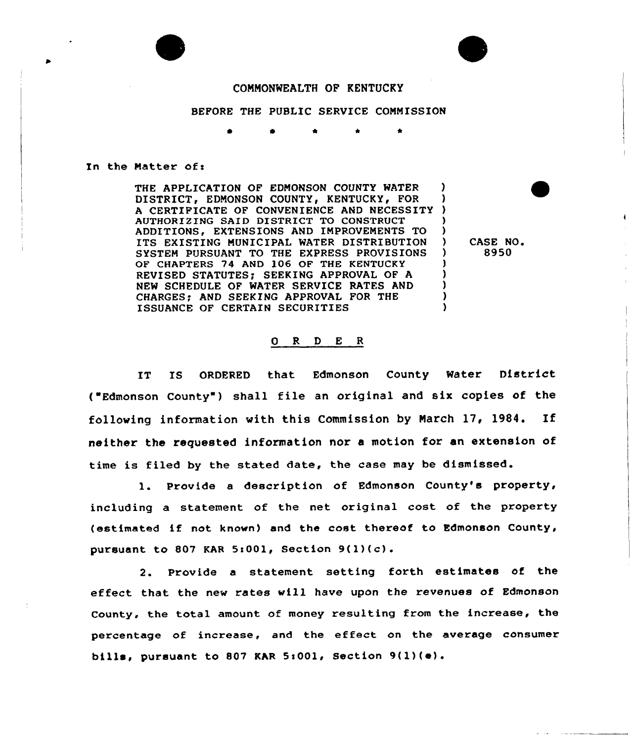COMMONWEALTH OF KENTUCKY

BEFORE THE PUBLIC SERVICE COMMISSION

\* \* \* \* \*

In the Matter of:

| | | |
|---|---|---|
| THE APPLICATION OF EDMONSON COUNTY WATER DISTRICT, EDMONSON COUNTY, KENTUCKY, FOR A CERTIFICATE OF CONVENIENCE AND NECESSITY AUTHORIZING SAID DISTRICT TO CONSTRUCT ADDITIONS, EXTENSIONS AND IMPROVEMENTS TO ITS EXISTING MUNICIPAL WATER DISTRIBUTION SYSTEM PURSUANT TO THE EXPRESS PROVISIONS OF CHAPTERS 74 AND 106 OF THE KENTUCKY REVISED STATUTES; SEEKING APPROVAL OF A NEW SCHEDULE OF WATER SERVICE RATES AND CHARGES; AND SEEKING APPROVAL FOR THE ISSUANCE OF CERTAIN SECURITIES | ) | CASE NO. 8950 |

## O R D E R

IT IS ORDERED that Edmonson County Water District ("Edmonson County") shall file an original and six copies of the following information with this Commission by March 17, 1984. If neither the requested information nor a motion for an extension of time is filed by the stated date, the case may be dismissed.

1. Provide a description of Edmonson County's property, including a statement of the net original cost of the property (estimated if not known) and the cost thereof to Edmonson County, pursuant to 807 KAR 5:001, Section 9(1)(c).

2. Provide a statement setting forth estimates of the effect that the new rates will have upon the revenues of Edmonson County, the total amount of money resulting from the increase, the percentage of increase, and the effect on the average consumer bills, pursuant to 807 KAR 5:001, Section 9(1)(e).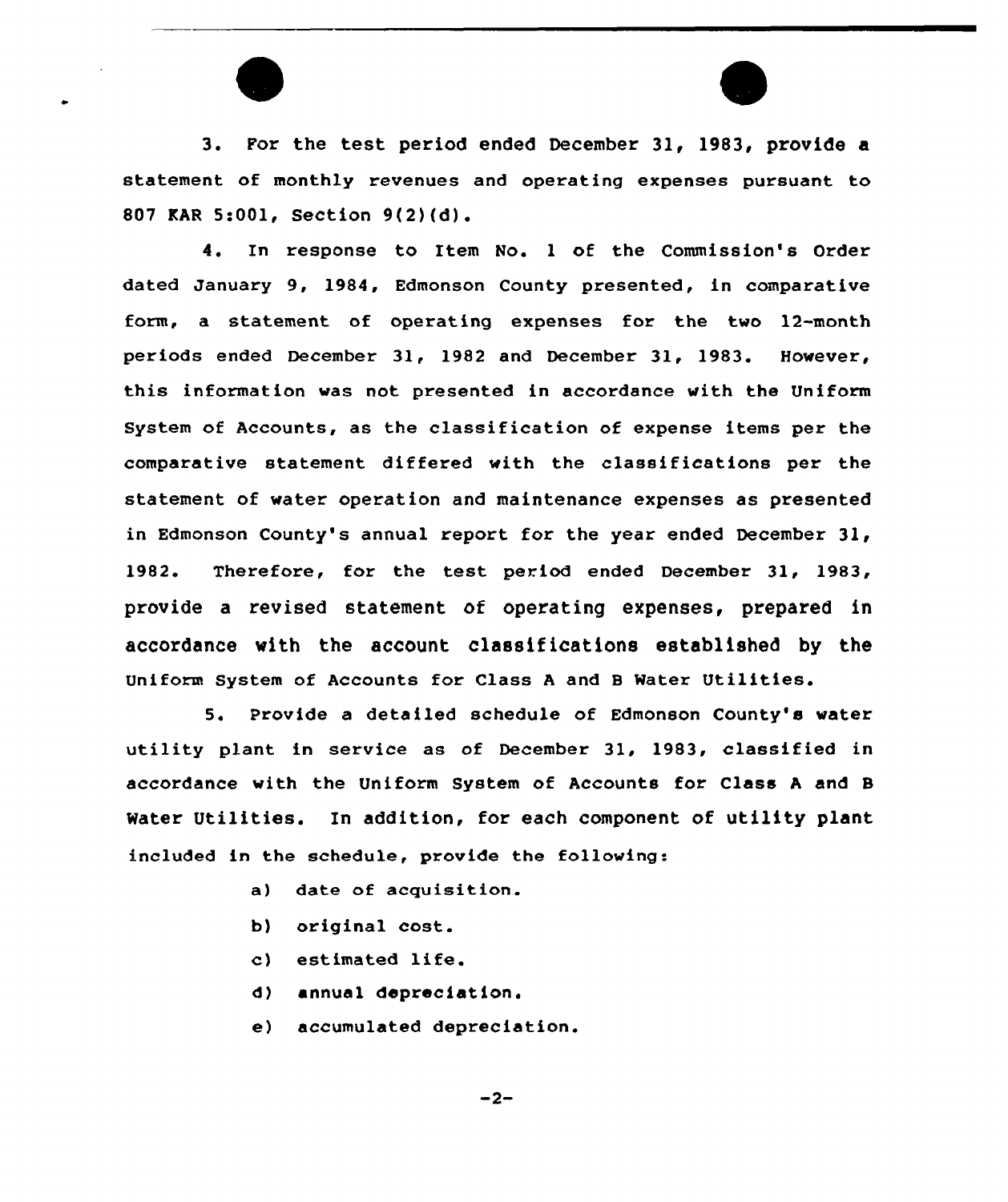3. For the test period ended December 31, 1983, provide a statement of monthly revenues and operating expenses pursuant to 807 KAR 5:001, Section 9(2)(d).

4. In response to Item No. 1 of the Commission's Order dated January 9, 1984, Edmonson County presented, in comparative form, a statement of operating expenses for the two 12-month periods ended December 31, 1982 and December 31, 1983. However, this information was not presented in accordance with the Uniform System of Accounts, as the classification of expense items per the comparative statement differed with the classifications per the statement of water operation and maintenance expenses as presented in Edmonson County's annual report for the year ended December 31, 1982. Therefore, for the test period ended December 31, 1983, provide a revised statement of operating expenses, prepared in accordance with the account classifications established by the Uniform System of Accounts for Class A and B Water Utilities.

5. Provide a detailed schedule of Edmonson County's water utility plant in service as of December 31, 1983, classified in accordance with the Uniform System of Accounts for Class A and B Water Utilities. In addition, for each component of utility plant included in the schedule, provide the following:

a) date of acquisition.

b) original cost.

c) estimated life.

d) annual depreciation.

e) accumulated depreciation.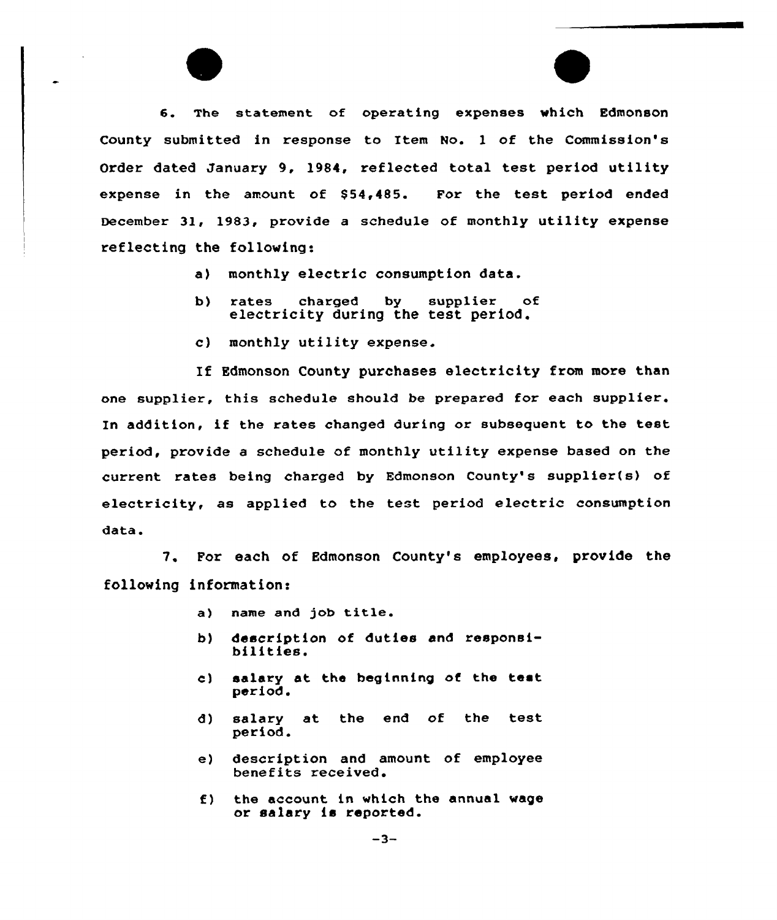6. The statement of operating expenses which Edmonson County submitted in response to Item No. 1 of the Commission's Order dated January 9, 1984, reflected total test period utility expense in the amount of $54,485. For the test period ended December 31, 1983, provide a schedule of monthly utility expense reflecting the following:

a) monthly electric consumption data.

b) rates charged by supplier of electricity during the test period.

c) monthly utility expense.

If Edmonson County purchases electricity from more than one supplier, this schedule should be prepared for each supplier. In addition, if the rates changed during or subsequent to the test period, provide a schedule of monthly utility expense based on the current rates being charged by Edmonson County's supplier(s) of electricity, as applied to the test period electric consumption data.

7. For each of Edmonson County's employees, provide the following information:

a) name and job title.

b) description of duties and responsibilities.

c) salary at the beginning of the test period.

d) salary at the end of the test period.

e) description and amount of employee benefits received.

f) the account in which the annual wage or salary is reported.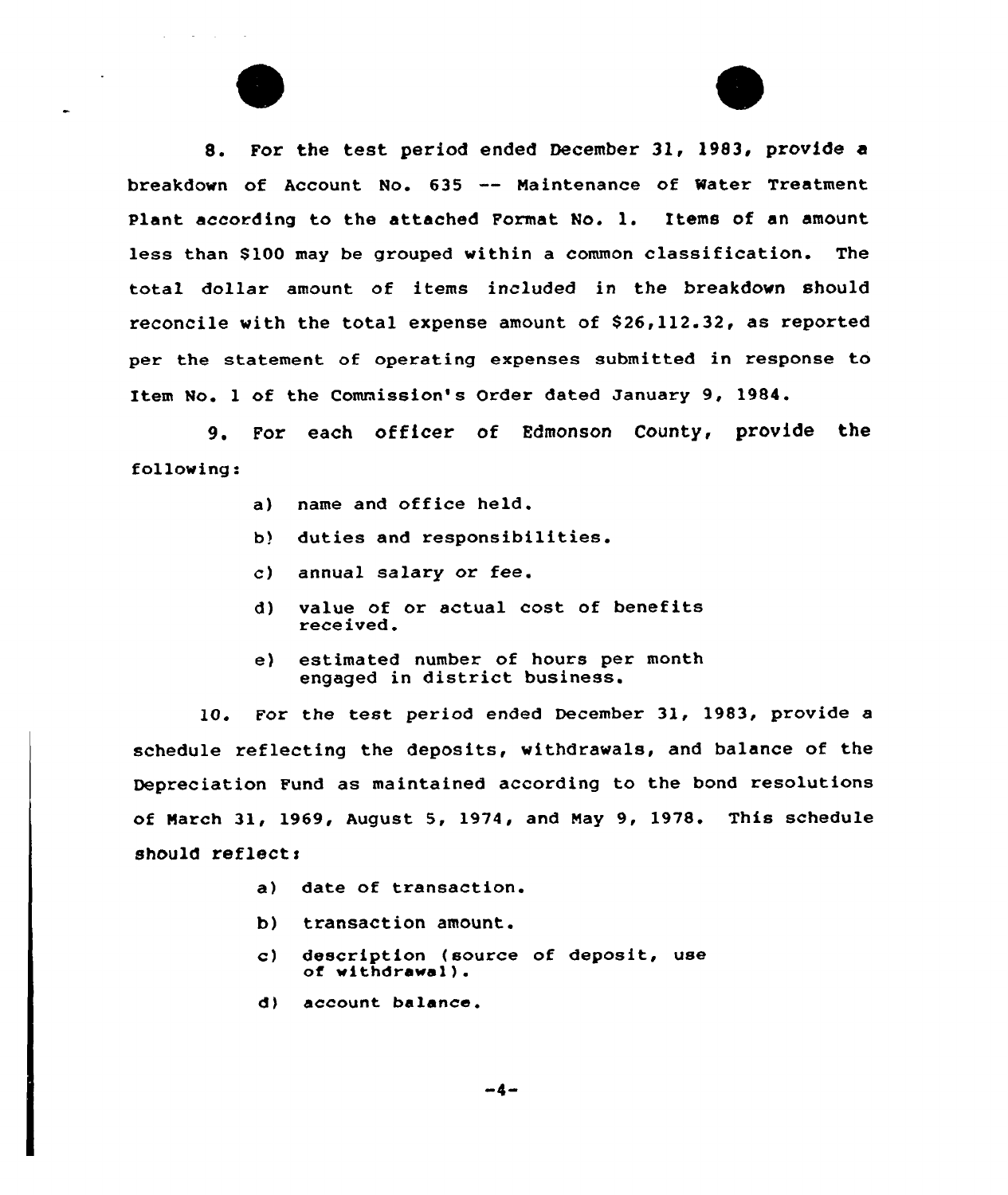8. For the test period ended December 31, 1983, provide a breakdown of Account No. 635 -- Maintenance of Water Treatment Plant according to the attached Format No. 1. Items of an amount less than $100 may be grouped within a common classification. The total dollar amount of items included in the breakdown should reconcile with the total expense amount of $26,112.32, as reported per the statement of operating expenses submitted in response to Item No. 1 of the Commission's Order dated January 9, 1984.

9. For each officer of Edmonson County, provide the following:

a) name and office held.

b) duties and responsibilities.

c) annual salary or fee.

d) value of or actual cost of benefits received.

e) estimated number of hours per month engaged in district business.

10. For the test period ended December 31, 1983, provide a schedule reflecting the deposits, withdrawals, and balance of the Depreciation Fund as maintained according to the bond resolutions of March 31, 1969, August 5, 1974, and May 9, 1978. This schedule should reflect:

a) date of transaction.

b) transaction amount.

c) description (source of deposit, use of withdrawal).

d) account balance.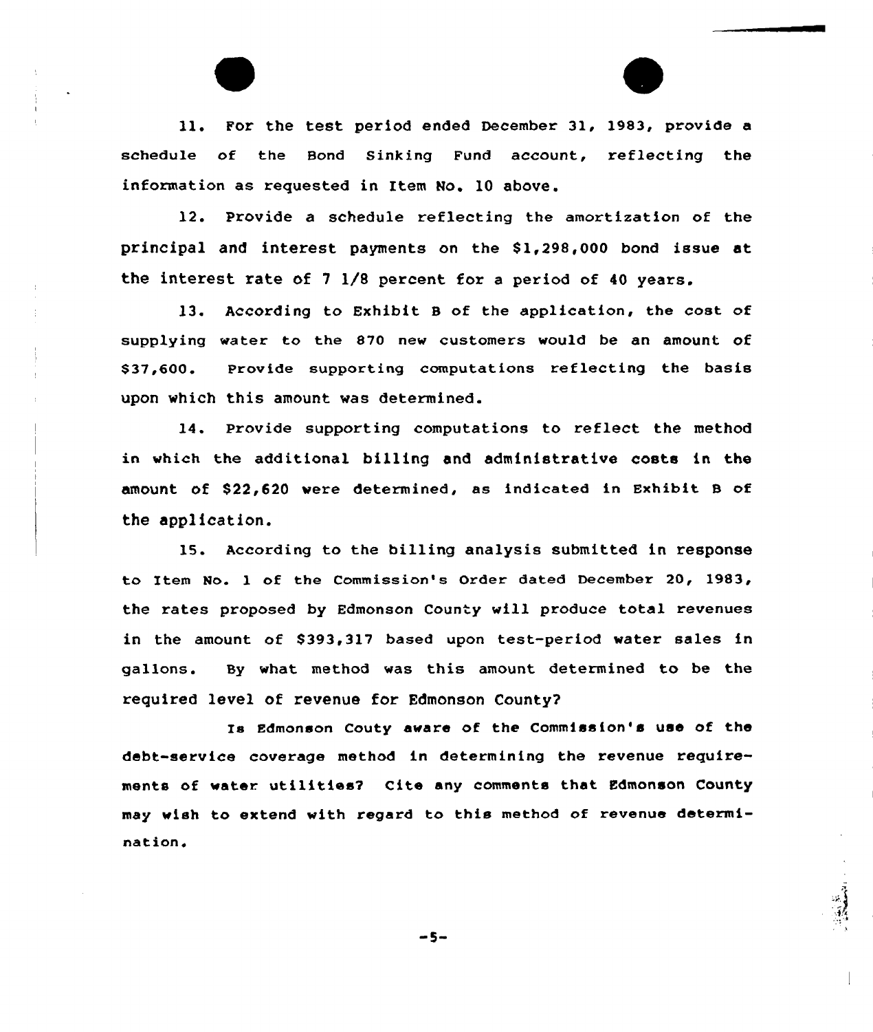11. For the test period ended December 31, 1983, provide a schedule of the Bond Sinking Fund account, reflecting the information as requested in Item No. 10 above.

12. Provide a schedule reflecting the amortization of the principal and interest payments on the $1,298,000 bond issue at the interest rate of 7 1/8 percent for a period of 40 years.

13. According to Exhibit B of the application, the cost of supplying water to the 870 new customers would be an amount of $37,600. Provide supporting computations reflecting the basis upon which this amount was determined.

14. Provide supporting computations to reflect the method in which the additional billing and administrative costs in the amount of $22,620 were determined, as indicated in Exhibit B of the application.

15. According to the billing analysis submitted in response to Item No. 1 of the Commission's Order dated December 20, 1983, the rates proposed by Edmonson County will produce total revenues in the amount of $393,317 based upon test-period water sales in gallons. By what method was this amount determined to be the required level of revenue for Edmonson County?

Is Edmonson Couty aware of the Commission's use of the debt-service coverage method in determining the revenue requirements of water utilities? Cite any comments that Edmonson County may wish to extend with regard to this method of revenue determination.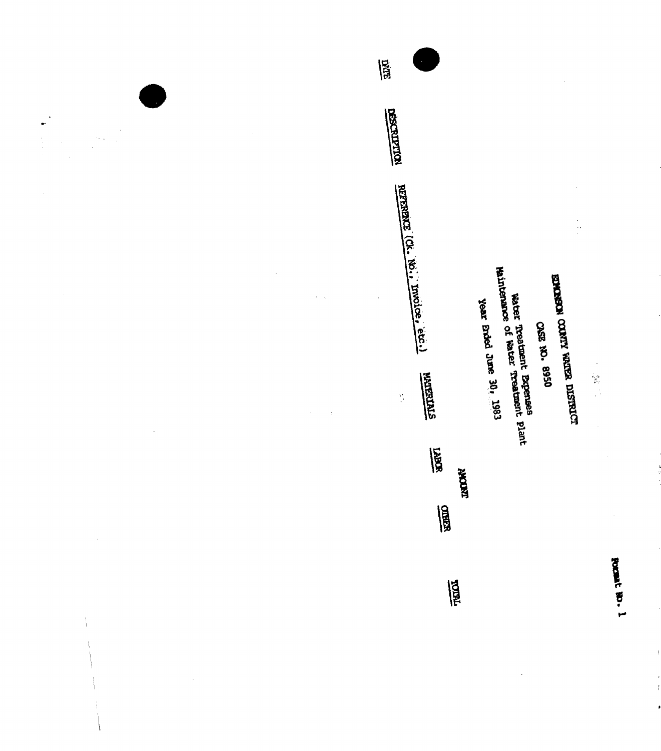Format No. 1

EDMONSON COUNTY WATER DISTRICT

CASE NO. 8950

Water Treatment Expenses
Maintenance of Water Treatment Plant
Year Ended June 30, 1983

| DATE | DESCRIPTION | REFERENCE (Ck. No., Invoice, etc.) | AMOUNT | | | |
|---|---|---|---|---|---|---|
| | | | MATERIALS | LABOR | OTHER | TOTAL |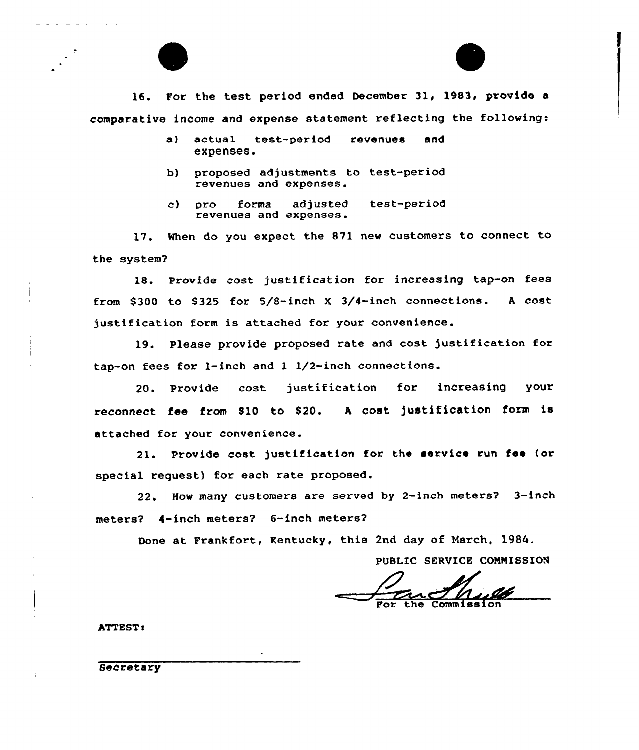16. For the test period ended December 31, 1983, provide a comparative income and expense statement reflecting the following:

a) actual test-period revenues and expenses.

b) proposed adjustments to test-period revenues and expenses.

c) pro forma adjusted test-period revenues and expenses.

17. When do you expect the 871 new customers to connect to the system?

18. Provide cost justification for increasing tap-on fees from $300 to $325 for 5/8-inch X 3/4-inch connections. A cost justification form is attached for your convenience.

19. Please provide proposed rate and cost justification for tap-on fees for 1-inch and 1 1/2-inch connections.

20. Provide cost justification for increasing your reconnect fee from $10 to $20. A cost justification form is attached for your convenience.

21. Provide cost justification for the service run fee (or special request) for each rate proposed.

22. How many customers are served by 2-inch meters? 3-inch meters? 4-inch meters? 6-inch meters?

Done at Frankfort, Kentucky, this 2nd day of March, 1984.

PUBLIC SERVICE COMMISSION

For the Commission

ATTEST:

Secretary